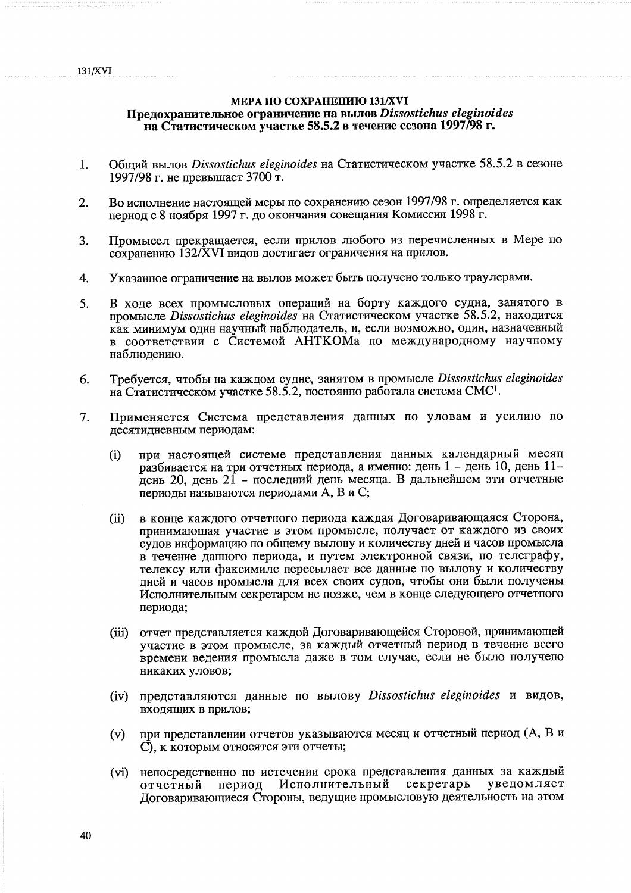## МЕРА ПО СОХРАНЕНИЮ 131/XVI
## Предохранительное ограничение на вылов *Dissostichus eleginoides* на Статистическом участке 58.5.2 в течение сезона 1997/98 г.

1. Общий вылов *Dissostichus eleginoides* на Статистическом участке 58.5.2 в сезоне 1997/98 г. не превышает 3700 т.

2. Во исполнение настоящей меры по сохранению сезон 1997/98 г. определяется как период с 8 ноября 1997 г. до окончания совещания Комиссии 1998 г.

3. Промысел прекращается, если прилов любого из перечисленных в Мере по сохранению 132/XVI видов достигает ограничения на прилов.

4. Указанное ограничение на вылов может быть получено только траулерами.

5. В ходе всех промысловых операций на борту каждого судна, занятого в промысле *Dissostichus eleginoides* на Статистическом участке 58.5.2, находится как минимум один научный наблюдатель, и, если возможно, один, назначенный в соответствии с Системой АНТКОМа по международному научному наблюдению.

6. Требуется, чтобы на каждом судне, занятом в промысле *Dissostichus eleginoides* на Статистическом участке 58.5.2, постоянно работала система СМС[1].

7. Применяется Система представления данных по уловам и усилию по десятидневным периодам:

    (i) при настоящей системе представления данных календарный месяц разбивается на три отчетных периода, а именно: день 1 - день 10, день 11- день 20, день 21 - последний день месяца. В дальнейшем эти отчетные периоды называются периодами А, В и С;

    (ii) в конце каждого отчетного периода каждая Договаривающаяся Сторона, принимающая участие в этом промысле, получает от каждого из своих судов информацию по общему вылову и количеству дней и часов промысла в течение данного периода, и путем электронной связи, по телеграфу, телексу или факсимиле пересылает все данные по вылову и количеству дней и часов промысла для всех своих судов, чтобы они были получены Исполнительным секретарем не позже, чем в конце следующего отчетного периода;

    (iii) отчет представляется каждой Договаривающейся Стороной, принимающей участие в этом промысле, за каждый отчетный период в течение всего времени ведения промысла даже в том случае, если не было получено никаких уловов;

    (iv) представляются данные по вылову *Dissostichus eleginoides* и видов, входящих в прилов;

    (v) при представлении отчетов указываются месяц и отчетный период (А, В и С), к которым относятся эти отчеты;

    (vi) непосредственно по истечении срока представления данных за каждый отчетный период Исполнительный секретарь уведомляет Договаривающиеся Стороны, ведущие промысловую деятельность на этом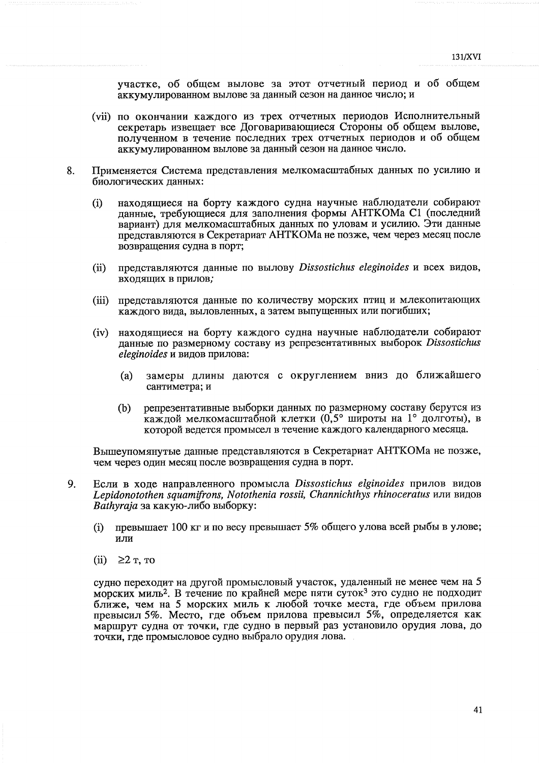участке, об общем вылове за этот отчетный период и об общем аккумулированном вылове за данный сезон на данное число; и

(vii) по окончании каждого из трех отчетных периодов Исполнительный секретарь извещает все Договаривающиеся Стороны об общем вылове, полученном в течение последних трех отчетных периодов и об общем аккумулированном вылове за данный сезон на данное число.

8. Применяется Система представления мелкомасштабных данных по усилию и биологических данных:

(i) находящиеся на борту каждого судна научные наблюдатели собирают данные, требующиеся для заполнения формы АНТКОМа C1 (последний вариант) для мелкомасштабных данных по уловам и усилию. Эти данные представляются в Секретариат АНТКОМа не позже, чем через месяц после возвращения судна в порт;

(ii) представляются данные по вылову *Dissostichus eleginoides* и всех видов, входящих в прилов;

(iii) представляются данные по количеству морских птиц и млекопитающих каждого вида, выловленных, а затем выпущенных или погибших;

(iv) находящиеся на борту каждого судна научные наблюдатели собирают данные по размерному составу из репрезентативных выборок *Dissostichus eleginoides* и видов прилова:

(a) замеры длины даются с округлением вниз до ближайшего сантиметра; и

(b) репрезентативные выборки данных по размерному составу берутся из каждой мелкомасштабной клетки (0,5° широты на 1° долготы), в которой ведется промысел в течение каждого календарного месяца.

Вышеупомянутые данные представляются в Секретариат АНТКОМа не позже, чем через один месяц после возвращения судна в порт.

9. Если в ходе направленного промысла *Dissostichus elginoides* прилов видов *Lepidonotothen squamifrons, Notothenia rossii, Channichthys rhinoceratus* или видов *Bathyraja* за какую-либо выборку:

(i) превышает 100 кг и по весу превышает 5% общего улова всей рыбы в улове; или

(ii) ≥2 т, то

судно переходит на другой промысловый участок, удаленный не менее чем на 5 морских миль[2]. В течение по крайней мере пяти суток[3] это судно не подходит ближе, чем на 5 морских миль к любой точке места, где объем прилова превысил 5%. Место, где объем прилова превысил 5%, определяется как маршрут судна от точки, где судно в первый раз установило орудия лова, до точки, где промысловое судно выбрало орудия лова.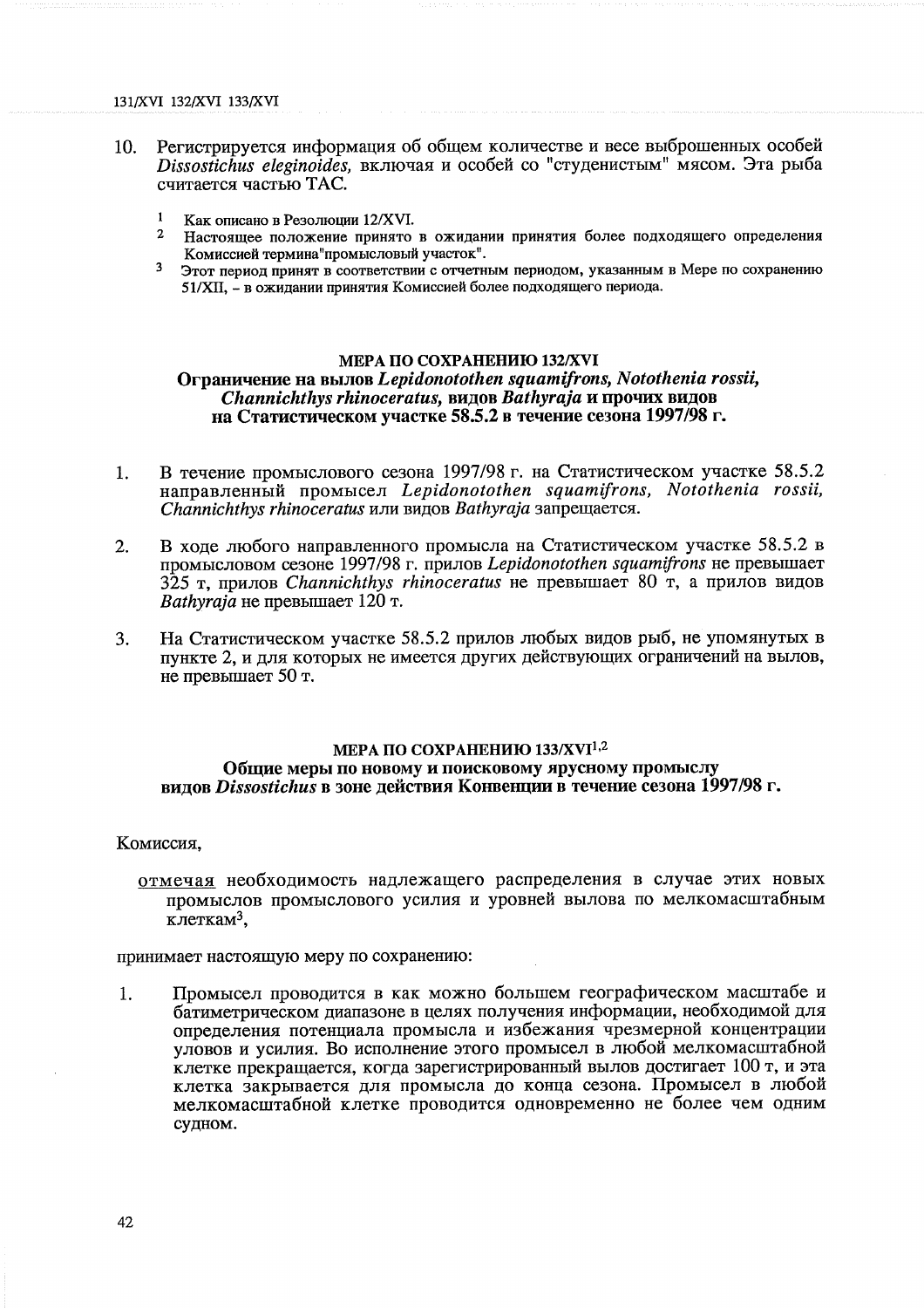10. Регистрируется информация об общем количестве и весе выброшенных особей *Dissostichus eleginoides*, включая и особей со "студенистым" мясом. Эта рыба считается частью TAC.

[1] Как описано в Резолюции 12/XVI.
[2] Настоящее положение принято в ожидании принятия более подходящего определения Комиссией термина"промысловый участок".
[3] Этот период принят в соответствии с отчетным периодом, указанным в Мере по сохранению 51/XII, – в ожидании принятия Комиссией более подходящего периода.

## МЕРА ПО СОХРАНЕНИЮ 132/XVI
### Ограничение на вылов *Lepidonotothen squamifrons, Notothenia rossii, Channichthys rhinoceratus,* видов *Bathyraja* и прочих видов на Статистическом участке 58.5.2 в течение сезона 1997/98 г.

1. В течение промыслового сезона 1997/98 г. на Статистическом участке 58.5.2 направленный промысел *Lepidonotothen squamifrons, Notothenia rossii, Channichthys rhinoceratus* или видов *Bathyraja* запрещается.

2. В ходе любого направленного промысла на Статистическом участке 58.5.2 в промысловом сезоне 1997/98 г. прилов *Lepidonotothen squamifrons* не превышает 325 т, прилов *Channichthys rhinoceratus* не превышает 80 т, а прилов видов *Bathyraja* не превышает 120 т.

3. На Статистическом участке 58.5.2 прилов любых видов рыб, не упомянутых в пункте 2, и для которых не имеется других действующих ограничений на вылов, не превышает 50 т.

## МЕРА ПО СОХРАНЕНИЮ 133/XVI[1,2]
### Общие меры по новому и поисковому ярусному промыслу видов *Dissostichus* в зоне действия Конвенции в течение сезона 1997/98 г.

Комиссия,

отмечая необходимость надлежащего распределения в случае этих новых промыслов промыслового усилия и уровней вылова по мелкомасштабным клеткам[3],

принимает настоящую меру по сохранению:

1. Промысел проводится в как можно большем географическом масштабе и батиметрическом диапазоне в целях получения информации, необходимой для определения потенциала промысла и избежания чрезмерной концентрации уловов и усилия. Во исполнение этого промысел в любой мелкомасштабной клетке прекращается, когда зарегистрированный вылов достигает 100 т, и эта клетка закрывается для промысла до конца сезона. Промысел в любой мелкомасштабной клетке проводится одновременно не более чем одним судном.